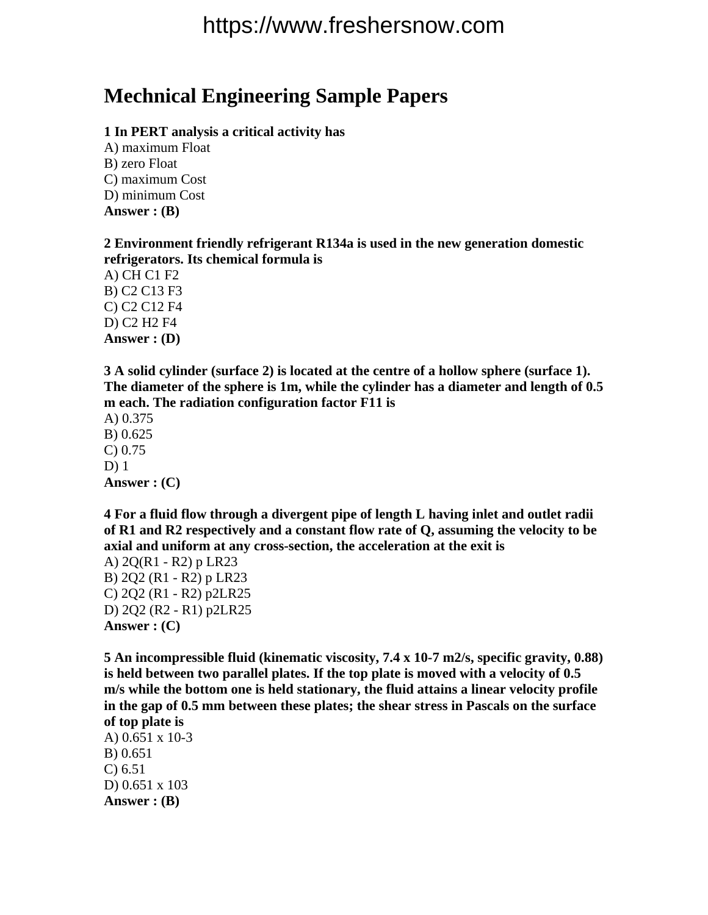# Mechnical Engineering Sample Papers

**1 In PERT analysis a critical activity has**

A) maximum Float
B) zero Float
C) maximum Cost
D) minimum Cost
**Answer : (B)**

**2 Environment friendly refrigerant R134a is used in the new generation domestic refrigerators. Its chemical formula is**

A) CH C1 F2
B) C2 C13 F3
C) C2 C12 F4
D) C2 H2 F4
**Answer : (D)**

**3 A solid cylinder (surface 2) is located at the centre of a hollow sphere (surface 1). The diameter of the sphere is 1m, while the cylinder has a diameter and length of 0.5 m each. The radiation configuration factor F11 is**

A) 0.375
B) 0.625
C) 0.75
D) 1
**Answer : (C)**

**4 For a fluid flow through a divergent pipe of length L having inlet and outlet radii of R1 and R2 respectively and a constant flow rate of Q, assuming the velocity to be axial and uniform at any cross-section, the acceleration at the exit is**

A) 2Q(R1 - R2) p LR23
B) 2Q2 (R1 - R2) p LR23
C) 2Q2 (R1 - R2) p2LR25
D) 2Q2 (R2 - R1) p2LR25
**Answer : (C)**

**5 An incompressible fluid (kinematic viscosity, 7.4 x 10-7 m2/s, specific gravity, 0.88) is held between two parallel plates. If the top plate is moved with a velocity of 0.5 m/s while the bottom one is held stationary, the fluid attains a linear velocity profile in the gap of 0.5 mm between these plates; the shear stress in Pascals on the surface of top plate is**

A) 0.651 x 10-3
B) 0.651
C) 6.51
D) 0.651 x 103
**Answer : (B)**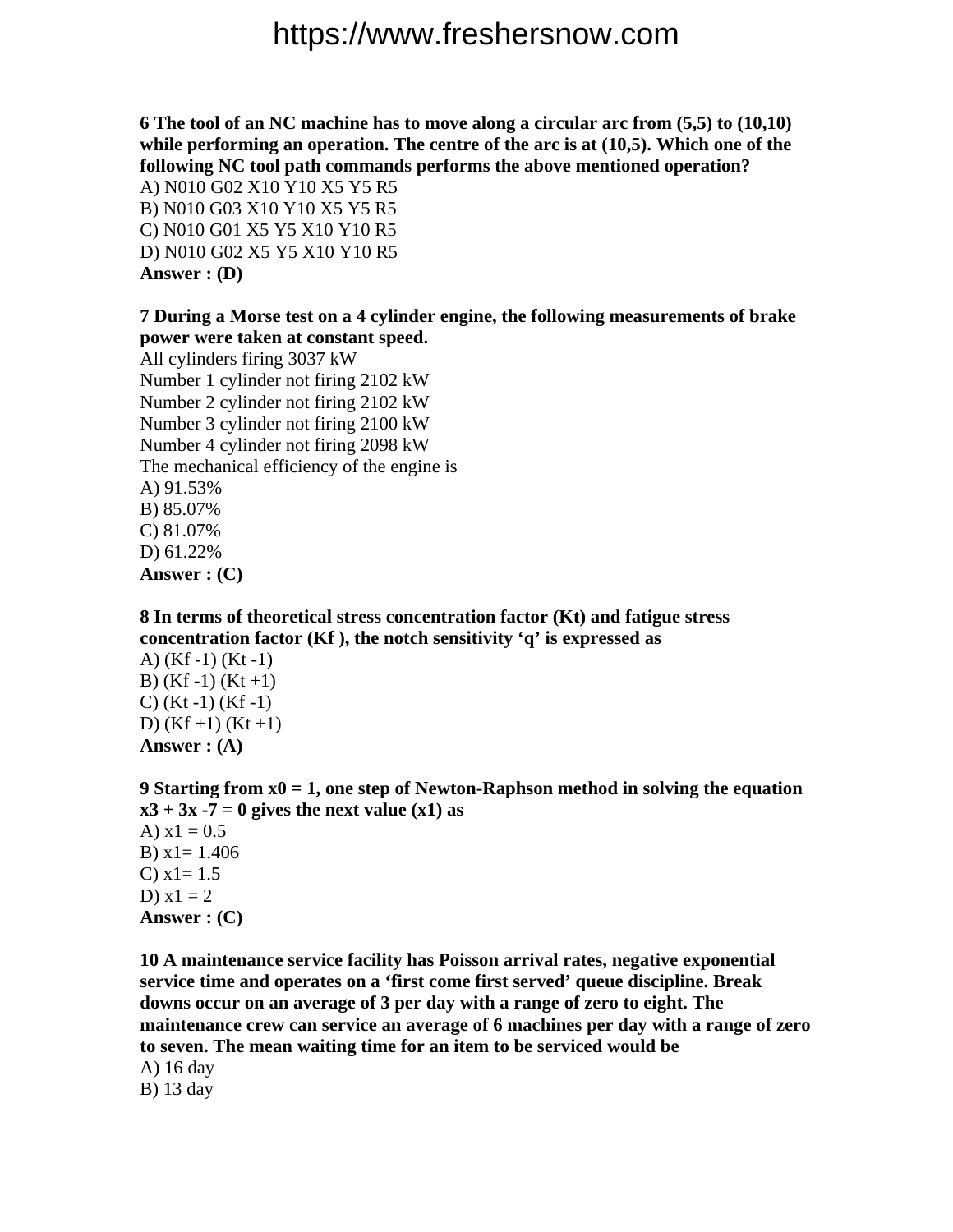**6 The tool of an NC machine has to move along a circular arc from (5,5) to (10,10) while performing an operation. The centre of the arc is at (10,5). Which one of the following NC tool path commands performs the above mentioned operation?**

A) N010 G02 X10 Y10 X5 Y5 R5

B) N010 G03 X10 Y10 X5 Y5 R5

C) N010 G01 X5 Y5 X10 Y10 R5

D) N010 G02 X5 Y5 X10 Y10 R5

**Answer : (D)**

**7 During a Morse test on a 4 cylinder engine, the following measurements of brake power were taken at constant speed.**

All cylinders firing 3037 kW

Number 1 cylinder not firing 2102 kW

Number 2 cylinder not firing 2102 kW

Number 3 cylinder not firing 2100 kW

Number 4 cylinder not firing 2098 kW

The mechanical efficiency of the engine is

A) 91.53%

B) 85.07%

C) 81.07%

D) 61.22%

**Answer : (C)**

**8 In terms of theoretical stress concentration factor (Kt) and fatigue stress concentration factor (Kf ), the notch sensitivity 'q' is expressed as**

A) (Kf -1) (Kt -1)

B) (Kf -1) (Kt +1)

C) (Kt -1) (Kf -1)

D) (Kf +1) (Kt +1)

**Answer : (A)**

**9 Starting from x0 = 1, one step of Newton-Raphson method in solving the equation x3 + 3x -7 = 0 gives the next value (x1) as**

A) x1 = 0.5

B) x1= 1.406

C) x1= 1.5

D) x1 = 2

**Answer : (C)**

**10 A maintenance service facility has Poisson arrival rates, negative exponential service time and operates on a 'first come first served' queue discipline. Break downs occur on an average of 3 per day with a range of zero to eight. The maintenance crew can service an average of 6 machines per day with a range of zero to seven. The mean waiting time for an item to be serviced would be**

A) 16 day

B) 13 day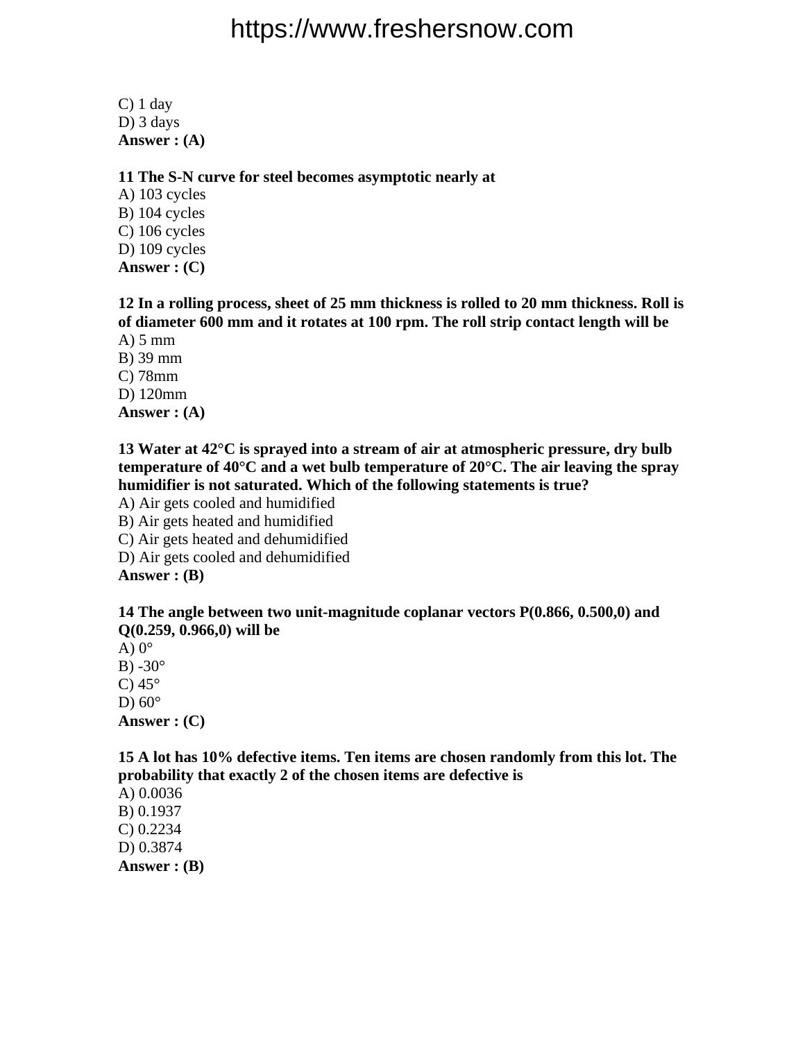C) 1 day
D) 3 days
**Answer : (A)**

**11 The S-N curve for steel becomes asymptotic nearly at**
A) 103 cycles
B) 104 cycles
C) 106 cycles
D) 109 cycles
**Answer : (C)**

**12 In a rolling process, sheet of 25 mm thickness is rolled to 20 mm thickness. Roll is of diameter 600 mm and it rotates at 100 rpm. The roll strip contact length will be**
A) 5 mm
B) 39 mm
C) 78mm
D) 120mm
**Answer : (A)**

**13 Water at 42°C is sprayed into a stream of air at atmospheric pressure, dry bulb temperature of 40°C and a wet bulb temperature of 20°C. The air leaving the spray humidifier is not saturated. Which of the following statements is true?**
A) Air gets cooled and humidified
B) Air gets heated and humidified
C) Air gets heated and dehumidified
D) Air gets cooled and dehumidified
**Answer : (B)**

**14 The angle between two unit-magnitude coplanar vectors P(0.866, 0.500,0) and Q(0.259, 0.966,0) will be**
A) 0°
B) -30°
C) 45°
D) 60°
**Answer : (C)**

**15 A lot has 10% defective items. Ten items are chosen randomly from this lot. The probability that exactly 2 of the chosen items are defective is**
A) 0.0036
B) 0.1937
C) 0.2234
D) 0.3874
**Answer : (B)**